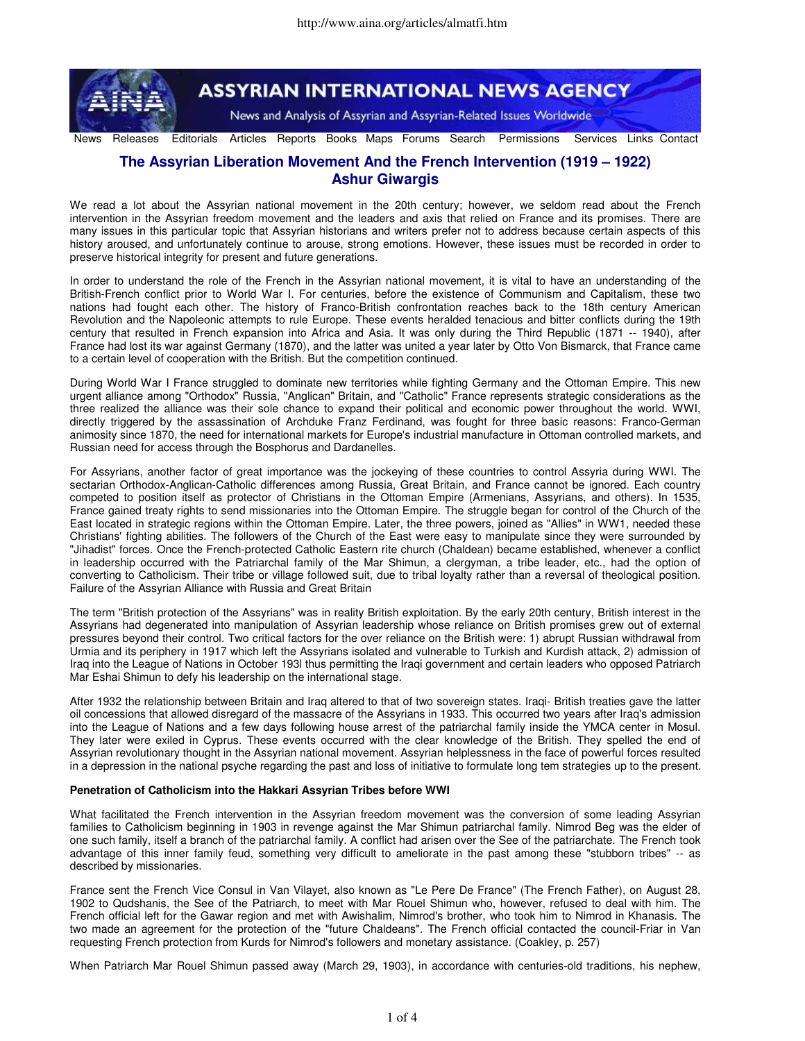# The Assyrian Liberation Movement And the French Intervention (1919 – 1922)
## Ashur Giwargis

We read a lot about the Assyrian national movement in the 20th century; however, we seldom read about the French intervention in the Assyrian freedom movement and the leaders and axis that relied on France and its promises. There are many issues in this particular topic that Assyrian historians and writers prefer not to address because certain aspects of this history aroused, and unfortunately continue to arouse, strong emotions. However, these issues must be recorded in order to preserve historical integrity for present and future generations.

In order to understand the role of the French in the Assyrian national movement, it is vital to have an understanding of the British-French conflict prior to World War I. For centuries, before the existence of Communism and Capitalism, these two nations had fought each other. The history of Franco-British confrontation reaches back to the 18th century American Revolution and the Napoleonic attempts to rule Europe. These events heralded tenacious and bitter conflicts during the 19th century that resulted in French expansion into Africa and Asia. It was only during the Third Republic (1871 -- 1940), after France had lost its war against Germany (1870), and the latter was united a year later by Otto Von Bismarck, that France came to a certain level of cooperation with the British. But the competition continued.

During World War I France struggled to dominate new territories while fighting Germany and the Ottoman Empire. This new urgent alliance among "Orthodox" Russia, "Anglican" Britain, and "Catholic" France represents strategic considerations as the three realized the alliance was their sole chance to expand their political and economic power throughout the world. WWI, directly triggered by the assassination of Archduke Franz Ferdinand, was fought for three basic reasons: Franco-German animosity since 1870, the need for international markets for Europe's industrial manufacture in Ottoman controlled markets, and Russian need for access through the Bosphorus and Dardanelles.

For Assyrians, another factor of great importance was the jockeying of these countries to control Assyria during WWI. The sectarian Orthodox-Anglican-Catholic differences among Russia, Great Britain, and France cannot be ignored. Each country competed to position itself as protector of Christians in the Ottoman Empire (Armenians, Assyrians, and others). In 1535, France gained treaty rights to send missionaries into the Ottoman Empire. The struggle began for control of the Church of the East located in strategic regions within the Ottoman Empire. Later, the three powers, joined as "Allies" in WW1, needed these Christians' fighting abilities. The followers of the Church of the East were easy to manipulate since they were surrounded by "Jihadist" forces. Once the French-protected Catholic Eastern rite church (Chaldean) became established, whenever a conflict in leadership occurred with the Patriarchal family of the Mar Shimun, a clergyman, a tribe leader, etc., had the option of converting to Catholicism. Their tribe or village followed suit, due to tribal loyalty rather than a reversal of theological position.

### Failure of the Assyrian Alliance with Russia and Great Britain

The term "British protection of the Assyrians" was in reality British exploitation. By the early 20th century, British interest in the Assyrians had degenerated into manipulation of Assyrian leadership whose reliance on British promises grew out of external pressures beyond their control. Two critical factors for the over reliance on the British were: 1) abrupt Russian withdrawal from Urmia and its periphery in 1917 which left the Assyrians isolated and vulnerable to Turkish and Kurdish attack, 2) admission of Iraq into the League of Nations in October 193l thus permitting the Iraqi government and certain leaders who opposed Patriarch Mar Eshai Shimun to defy his leadership on the international stage.

After 1932 the relationship between Britain and Iraq altered to that of two sovereign states. Iraqi- British treaties gave the latter oil concessions that allowed disregard of the massacre of the Assyrians in 1933. This occurred two years after Iraq's admission into the League of Nations and a few days following house arrest of the patriarchal family inside the YMCA center in Mosul. They later were exiled in Cyprus. These events occurred with the clear knowledge of the British. They spelled the end of Assyrian revolutionary thought in the Assyrian national movement. Assyrian helplessness in the face of powerful forces resulted in a depression in the national psyche regarding the past and loss of initiative to formulate long tem strategies up to the present.

**Penetration of Catholicism into the Hakkari Assyrian Tribes before WWI**

What facilitated the French intervention in the Assyrian freedom movement was the conversion of some leading Assyrian families to Catholicism beginning in 1903 in revenge against the Mar Shimun patriarchal family. Nimrod Beg was the elder of one such family, itself a branch of the patriarchal family. A conflict had arisen over the See of the patriarchate. The French took advantage of this inner family feud, something very difficult to ameliorate in the past among these "stubborn tribes" -- as described by missionaries.

France sent the French Vice Consul in Van Vilayet, also known as "Le Pere De France" (The French Father), on August 28, 1902 to Qudshanis, the See of the Patriarch, to meet with Mar Rouel Shimun who, however, refused to deal with him. The French official left for the Gawar region and met with Awishalim, Nimrod's brother, who took him to Nimrod in Khanasis. The two made an agreement for the protection of the "future Chaldeans". The French official contacted the council-Friar in Van requesting French protection from Kurds for Nimrod's followers and monetary assistance. (Coakley, p. 257)

When Patriarch Mar Rouel Shimun passed away (March 29, 1903), in accordance with centuries-old traditions, his nephew,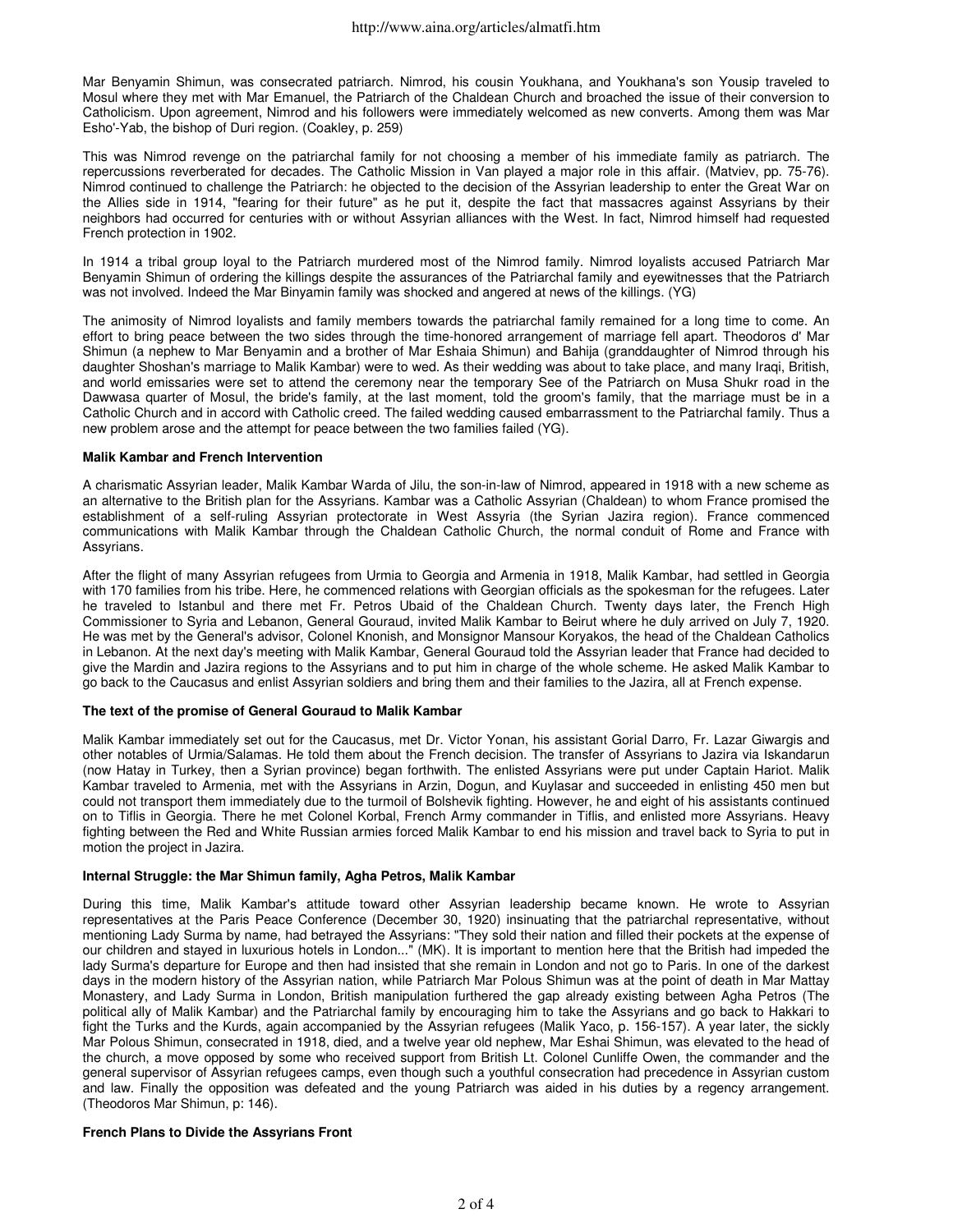Mar Benyamin Shimun, was consecrated patriarch. Nimrod, his cousin Youkhana, and Youkhana's son Yousip traveled to Mosul where they met with Mar Emanuel, the Patriarch of the Chaldean Church and broached the issue of their conversion to Catholicism. Upon agreement, Nimrod and his followers were immediately welcomed as new converts. Among them was Mar Esho'-Yab, the bishop of Duri region. (Coakley, p. 259)

This was Nimrod revenge on the patriarchal family for not choosing a member of his immediate family as patriarch. The repercussions reverberated for decades. The Catholic Mission in Van played a major role in this affair. (Matviev, pp. 75-76). Nimrod continued to challenge the Patriarch: he objected to the decision of the Assyrian leadership to enter the Great War on the Allies side in 1914, "fearing for their future" as he put it, despite the fact that massacres against Assyrians by their neighbors had occurred for centuries with or without Assyrian alliances with the West. In fact, Nimrod himself had requested French protection in 1902.

In 1914 a tribal group loyal to the Patriarch murdered most of the Nimrod family. Nimrod loyalists accused Patriarch Mar Benyamin Shimun of ordering the killings despite the assurances of the Patriarchal family and eyewitnesses that the Patriarch was not involved. Indeed the Mar Binyamin family was shocked and angered at news of the killings. (YG)

The animosity of Nimrod loyalists and family members towards the patriarchal family remained for a long time to come. An effort to bring peace between the two sides through the time-honored arrangement of marriage fell apart. Theodoros d' Mar Shimun (a nephew to Mar Benyamin and a brother of Mar Eshaia Shimun) and Bahija (granddaughter of Nimrod through his daughter Shoshan's marriage to Malik Kambar) were to wed. As their wedding was about to take place, and many Iraqi, British, and world emissaries were set to attend the ceremony near the temporary See of the Patriarch on Musa Shukr road in the Dawwasa quarter of Mosul, the bride's family, at the last moment, told the groom's family, that the marriage must be in a Catholic Church and in accord with Catholic creed. The failed wedding caused embarrassment to the Patriarchal family. Thus a new problem arose and the attempt for peace between the two families failed (YG).

**Malik Kambar and French Intervention**

A charismatic Assyrian leader, Malik Kambar Warda of Jilu, the son-in-law of Nimrod, appeared in 1918 with a new scheme as an alternative to the British plan for the Assyrians. Kambar was a Catholic Assyrian (Chaldean) to whom France promised the establishment of a self-ruling Assyrian protectorate in West Assyria (the Syrian Jazira region). France commenced communications with Malik Kambar through the Chaldean Catholic Church, the normal conduit of Rome and France with Assyrians.

After the flight of many Assyrian refugees from Urmia to Georgia and Armenia in 1918, Malik Kambar, had settled in Georgia with 170 families from his tribe. Here, he commenced relations with Georgian officials as the spokesman for the refugees. Later he traveled to Istanbul and there met Fr. Petros Ubaid of the Chaldean Church. Twenty days later, the French High Commissioner to Syria and Lebanon, General Gouraud, invited Malik Kambar to Beirut where he duly arrived on July 7, 1920. He was met by the General's advisor, Colonel Knonish, and Monsignor Mansour Koryakos, the head of the Chaldean Catholics in Lebanon. At the next day's meeting with Malik Kambar, General Gouraud told the Assyrian leader that France had decided to give the Mardin and Jazira regions to the Assyrians and to put him in charge of the whole scheme. He asked Malik Kambar to go back to the Caucasus and enlist Assyrian soldiers and bring them and their families to the Jazira, all at French expense.

**The text of the promise of General Gouraud to Malik Kambar**

Malik Kambar immediately set out for the Caucasus, met Dr. Victor Yonan, his assistant Gorial Darro, Fr. Lazar Giwargis and other notables of Urmia/Salamas. He told them about the French decision. The transfer of Assyrians to Jazira via Iskandarun (now Hatay in Turkey, then a Syrian province) began forthwith. The enlisted Assyrians were put under Captain Hariot. Malik Kambar traveled to Armenia, met with the Assyrians in Arzin, Dogun, and Kuylasar and succeeded in enlisting 450 men but could not transport them immediately due to the turmoil of Bolshevik fighting. However, he and eight of his assistants continued on to Tiflis in Georgia. There he met Colonel Korbal, French Army commander in Tiflis, and enlisted more Assyrians. Heavy fighting between the Red and White Russian armies forced Malik Kambar to end his mission and travel back to Syria to put in motion the project in Jazira.

**Internal Struggle: the Mar Shimun family, Agha Petros, Malik Kambar**

During this time, Malik Kambar's attitude toward other Assyrian leadership became known. He wrote to Assyrian representatives at the Paris Peace Conference (December 30, 1920) insinuating that the patriarchal representative, without mentioning Lady Surma by name, had betrayed the Assyrians: "They sold their nation and filled their pockets at the expense of our children and stayed in luxurious hotels in London..." (MK). It is important to mention here that the British had impeded the lady Surma's departure for Europe and then had insisted that she remain in London and not go to Paris. In one of the darkest days in the modern history of the Assyrian nation, while Patriarch Mar Polous Shimun was at the point of death in Mar Mattay Monastery, and Lady Surma in London, British manipulation furthered the gap already existing between Agha Petros (The political ally of Malik Kambar) and the Patriarchal family by encouraging him to take the Assyrians and go back to Hakkari to fight the Turks and the Kurds, again accompanied by the Assyrian refugees (Malik Yaco, p. 156-157). A year later, the sickly Mar Polous Shimun, consecrated in 1918, died, and a twelve year old nephew, Mar Eshai Shimun, was elevated to the head of the church, a move opposed by some who received support from British Lt. Colonel Cunliffe Owen, the commander and the general supervisor of Assyrian refugees camps, even though such a youthful consecration had precedence in Assyrian custom and law. Finally the opposition was defeated and the young Patriarch was aided in his duties by a regency arrangement. (Theodoros Mar Shimun, p: 146).

**French Plans to Divide the Assyrians Front**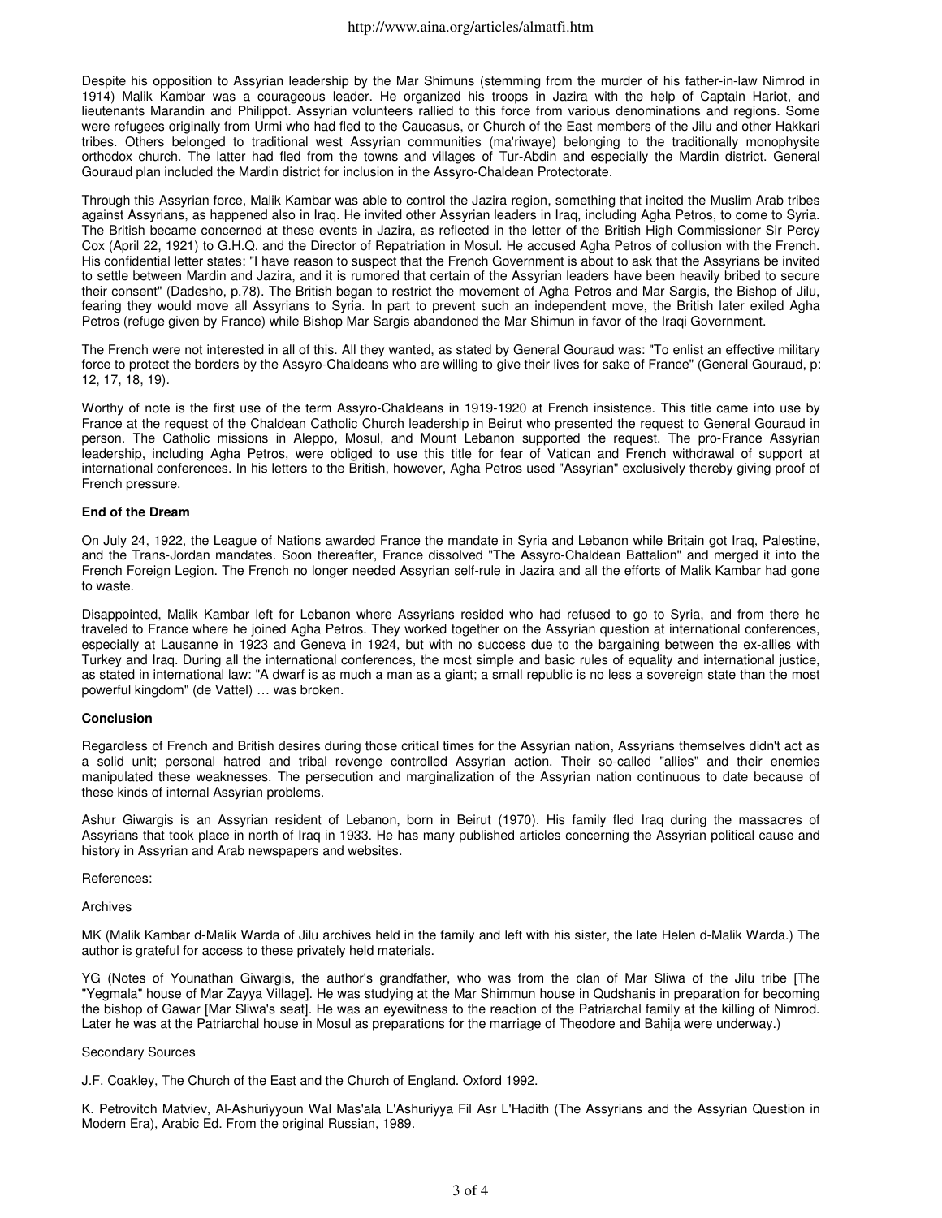Despite his opposition to Assyrian leadership by the Mar Shimuns (stemming from the murder of his father-in-law Nimrod in 1914) Malik Kambar was a courageous leader. He organized his troops in Jazira with the help of Captain Hariot, and lieutenants Marandin and Philippot. Assyrian volunteers rallied to this force from various denominations and regions. Some were refugees originally from Urmi who had fled to the Caucasus, or Church of the East members of the Jilu and other Hakkari tribes. Others belonged to traditional west Assyrian communities (ma'riwaye) belonging to the traditionally monophysite orthodox church. The latter had fled from the towns and villages of Tur-Abdin and especially the Mardin district. General Gouraud plan included the Mardin district for inclusion in the Assyro-Chaldean Protectorate.

Through this Assyrian force, Malik Kambar was able to control the Jazira region, something that incited the Muslim Arab tribes against Assyrians, as happened also in Iraq. He invited other Assyrian leaders in Iraq, including Agha Petros, to come to Syria. The British became concerned at these events in Jazira, as reflected in the letter of the British High Commissioner Sir Percy Cox (April 22, 1921) to G.H.Q. and the Director of Repatriation in Mosul. He accused Agha Petros of collusion with the French. His confidential letter states: "I have reason to suspect that the French Government is about to ask that the Assyrians be invited to settle between Mardin and Jazira, and it is rumored that certain of the Assyrian leaders have been heavily bribed to secure their consent" (Dadesho, p.78). The British began to restrict the movement of Agha Petros and Mar Sargis, the Bishop of Jilu, fearing they would move all Assyrians to Syria. In part to prevent such an independent move, the British later exiled Agha Petros (refuge given by France) while Bishop Mar Sargis abandoned the Mar Shimun in favor of the Iraqi Government.

The French were not interested in all of this. All they wanted, as stated by General Gouraud was: "To enlist an effective military force to protect the borders by the Assyro-Chaldeans who are willing to give their lives for sake of France" (General Gouraud, p: 12, 17, 18, 19).

Worthy of note is the first use of the term Assyro-Chaldeans in 1919-1920 at French insistence. This title came into use by France at the request of the Chaldean Catholic Church leadership in Beirut who presented the request to General Gouraud in person. The Catholic missions in Aleppo, Mosul, and Mount Lebanon supported the request. The pro-France Assyrian leadership, including Agha Petros, were obliged to use this title for fear of Vatican and French withdrawal of support at international conferences. In his letters to the British, however, Agha Petros used "Assyrian" exclusively thereby giving proof of French pressure.

**End of the Dream**

On July 24, 1922, the League of Nations awarded France the mandate in Syria and Lebanon while Britain got Iraq, Palestine, and the Trans-Jordan mandates. Soon thereafter, France dissolved "The Assyro-Chaldean Battalion" and merged it into the French Foreign Legion. The French no longer needed Assyrian self-rule in Jazira and all the efforts of Malik Kambar had gone to waste.

Disappointed, Malik Kambar left for Lebanon where Assyrians resided who had refused to go to Syria, and from there he traveled to France where he joined Agha Petros. They worked together on the Assyrian question at international conferences, especially at Lausanne in 1923 and Geneva in 1924, but with no success due to the bargaining between the ex-allies with Turkey and Iraq. During all the international conferences, the most simple and basic rules of equality and international justice, as stated in international law: "A dwarf is as much a man as a giant; a small republic is no less a sovereign state than the most powerful kingdom" (de Vattel) … was broken.

**Conclusion**

Regardless of French and British desires during those critical times for the Assyrian nation, Assyrians themselves didn't act as a solid unit; personal hatred and tribal revenge controlled Assyrian action. Their so-called "allies" and their enemies manipulated these weaknesses. The persecution and marginalization of the Assyrian nation continuous to date because of these kinds of internal Assyrian problems.

Ashur Giwargis is an Assyrian resident of Lebanon, born in Beirut (1970). His family fled Iraq during the massacres of Assyrians that took place in north of Iraq in 1933. He has many published articles concerning the Assyrian political cause and history in Assyrian and Arab newspapers and websites.

References:

Archives

MK (Malik Kambar d-Malik Warda of Jilu archives held in the family and left with his sister, the late Helen d-Malik Warda.) The author is grateful for access to these privately held materials.

YG (Notes of Younathan Giwargis, the author's grandfather, who was from the clan of Mar Sliwa of the Jilu tribe [The "Yegmala" house of Mar Zayya Village]. He was studying at the Mar Shimmun house in Qudshanis in preparation for becoming the bishop of Gawar [Mar Sliwa's seat]. He was an eyewitness to the reaction of the Patriarchal family at the killing of Nimrod. Later he was at the Patriarchal house in Mosul as preparations for the marriage of Theodore and Bahija were underway.)

Secondary Sources

J.F. Coakley, The Church of the East and the Church of England. Oxford 1992.

K. Petrovitch Matviev, Al-Ashuriyyoun Wal Mas'ala L'Ashuriyya Fil Asr L'Hadith (The Assyrians and the Assyrian Question in Modern Era), Arabic Ed. From the original Russian, 1989.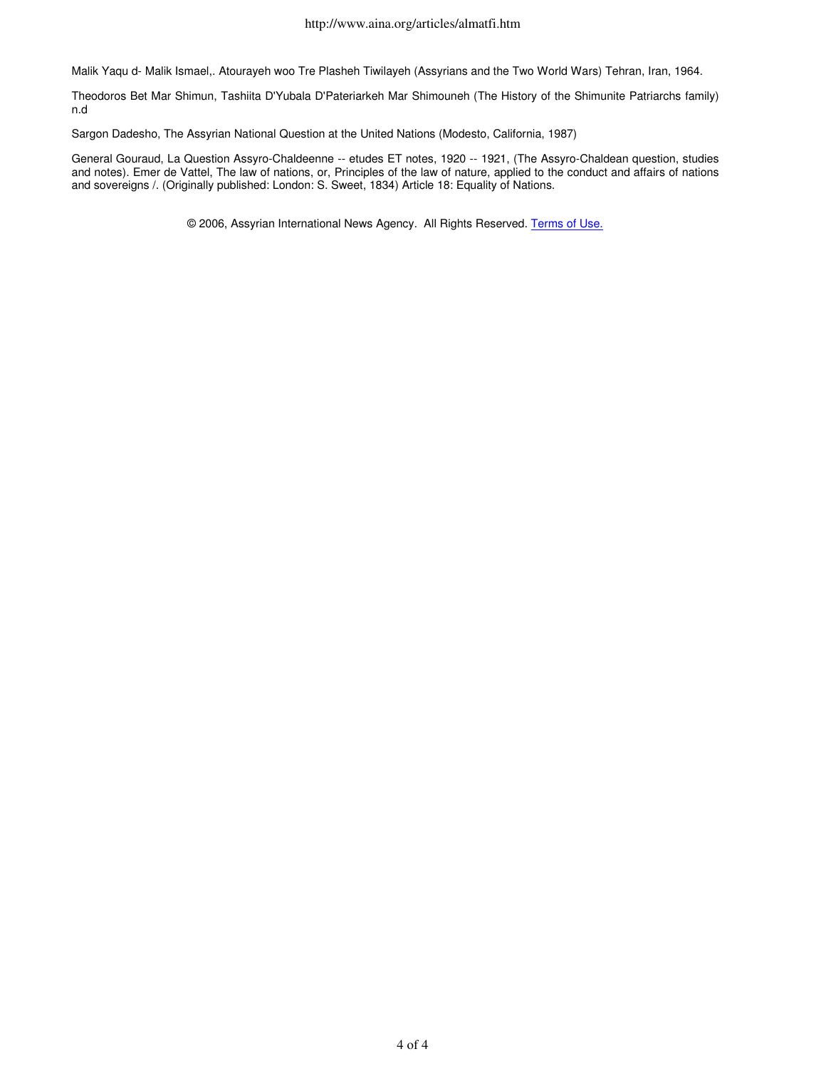Malik Yaqu d- Malik Ismael,. Atourayeh woo Tre Plasheh Tiwilayeh (Assyrians and the Two World Wars) Tehran, Iran, 1964.

Theodoros Bet Mar Shimun, Tashiita D'Yubala D'Pateriarkeh Mar Shimouneh (The History of the Shimunite Patriarchs family) n.d

Sargon Dadesho, The Assyrian National Question at the United Nations (Modesto, California, 1987)

General Gouraud, La Question Assyro-Chaldeenne -- etudes ET notes, 1920 -- 1921, (The Assyro-Chaldean question, studies and notes). Emer de Vattel, The law of nations, or, Principles of the law of nature, applied to the conduct and affairs of nations and sovereigns /. (Originally published: London: S. Sweet, 1834) Article 18: Equality of Nations.

© 2006, Assyrian International News Agency. All Rights Reserved. Terms of Use.